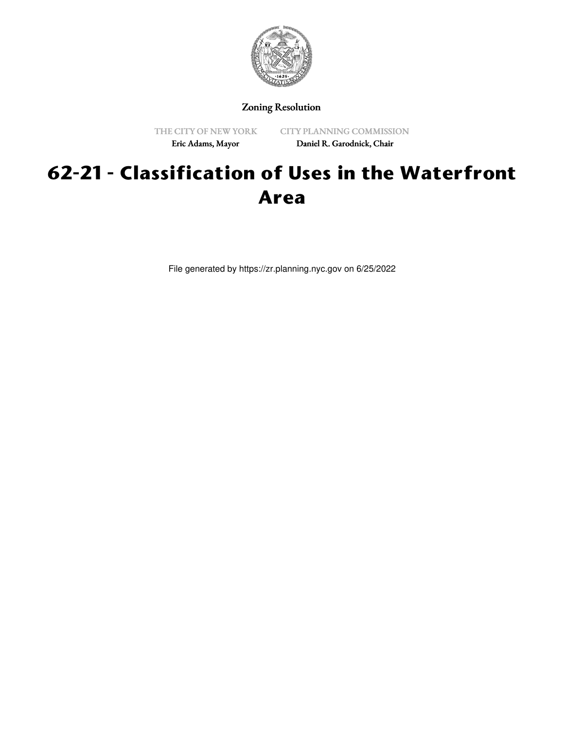Zoning Resolution

THE CITY OF NEW YORK
Eric Adams, Mayor

CITY PLANNING COMMISSION
Daniel R. Garodnick, Chair

# 62-21 - Classification of Uses in the Waterfront Area

File generated by https://zr.planning.nyc.gov on 6/25/2022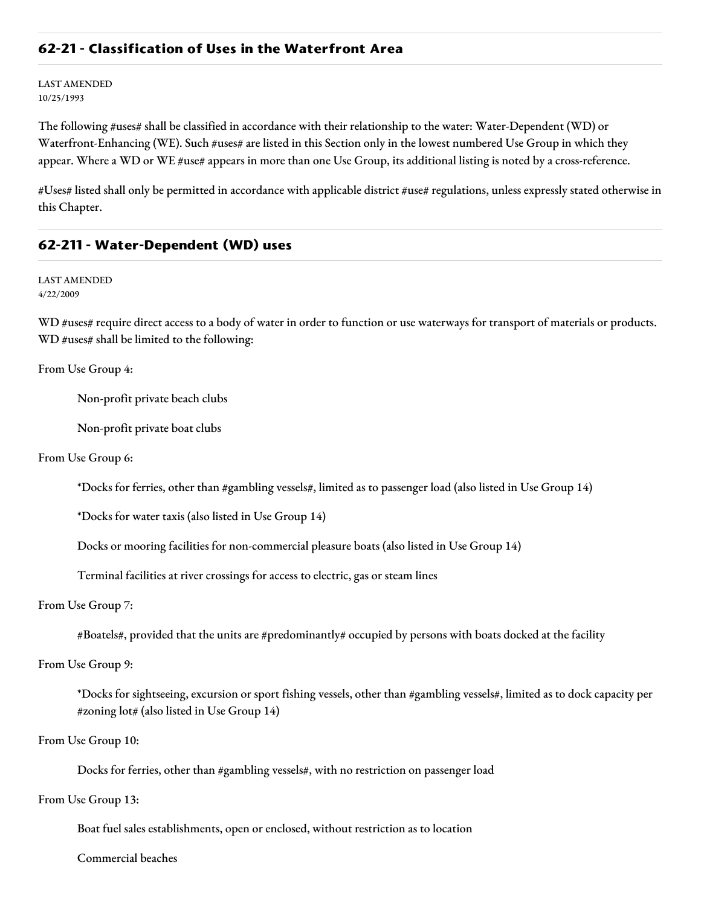## 62-21 - Classification of Uses in the Waterfront Area

LAST AMENDED
10/25/1993

The following #uses# shall be classified in accordance with their relationship to the water: Water-Dependent (WD) or Waterfront-Enhancing (WE). Such #uses# are listed in this Section only in the lowest numbered Use Group in which they appear. Where a WD or WE #use# appears in more than one Use Group, its additional listing is noted by a cross-reference.

#Uses# listed shall only be permitted in accordance with applicable district #use# regulations, unless expressly stated otherwise in this Chapter.

## 62-211 - Water-Dependent (WD) uses

LAST AMENDED
4/22/2009

WD #uses# require direct access to a body of water in order to function or use waterways for transport of materials or products. WD #uses# shall be limited to the following:

From Use Group 4:

Non-profit private beach clubs

Non-profit private boat clubs

From Use Group 6:

*Docks for ferries, other than #gambling vessels#, limited as to passenger load (also listed in Use Group 14)

*Docks for water taxis (also listed in Use Group 14)

Docks or mooring facilities for non-commercial pleasure boats (also listed in Use Group 14)

Terminal facilities at river crossings for access to electric, gas or steam lines

From Use Group 7:

#Boatels#, provided that the units are #predominantly# occupied by persons with boats docked at the facility

From Use Group 9:

*Docks for sightseeing, excursion or sport fishing vessels, other than #gambling vessels#, limited as to dock capacity per #zoning lot# (also listed in Use Group 14)

From Use Group 10:

Docks for ferries, other than #gambling vessels#, with no restriction on passenger load

From Use Group 13:

Boat fuel sales establishments, open or enclosed, without restriction as to location

Commercial beaches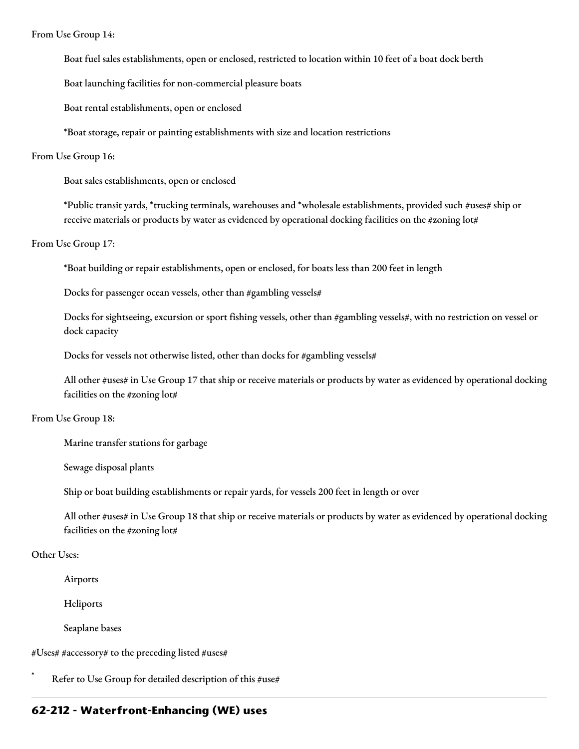From Use Group 14:

Boat fuel sales establishments, open or enclosed, restricted to location within 10 feet of a boat dock berth

Boat launching facilities for non-commercial pleasure boats

Boat rental establishments, open or enclosed

*Boat storage, repair or painting establishments with size and location restrictions

From Use Group 16:

Boat sales establishments, open or enclosed

*Public transit yards, *trucking terminals, warehouses and *wholesale establishments, provided such #uses# ship or receive materials or products by water as evidenced by operational docking facilities on the #zoning lot#

From Use Group 17:

*Boat building or repair establishments, open or enclosed, for boats less than 200 feet in length

Docks for passenger ocean vessels, other than #gambling vessels#

Docks for sightseeing, excursion or sport fishing vessels, other than #gambling vessels#, with no restriction on vessel or dock capacity

Docks for vessels not otherwise listed, other than docks for #gambling vessels#

All other #uses# in Use Group 17 that ship or receive materials or products by water as evidenced by operational docking facilities on the #zoning lot#

From Use Group 18:

Marine transfer stations for garbage

Sewage disposal plants

Ship or boat building establishments or repair yards, for vessels 200 feet in length or over

All other #uses# in Use Group 18 that ship or receive materials or products by water as evidenced by operational docking facilities on the #zoning lot#

Other Uses:

Airports

Heliports

Seaplane bases

#Uses# #accessory# to the preceding listed #uses#

* Refer to Use Group for detailed description of this #use#

## 62-212 - Waterfront-Enhancing (WE) uses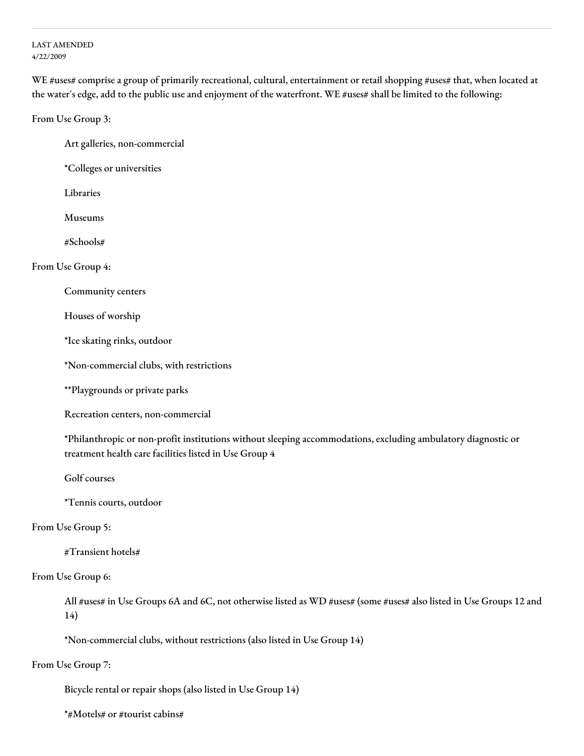LAST AMENDED
4/22/2009

WE #uses# comprise a group of primarily recreational, cultural, entertainment or retail shopping #uses# that, when located at the water's edge, add to the public use and enjoyment of the waterfront. WE #uses# shall be limited to the following:

From Use Group 3:

Art galleries, non-commercial

*Colleges or universities

Libraries

Museums

#Schools#

From Use Group 4:

Community centers

Houses of worship

*Ice skating rinks, outdoor

*Non-commercial clubs, with restrictions

**Playgrounds or private parks

Recreation centers, non-commercial

*Philanthropic or non-profit institutions without sleeping accommodations, excluding ambulatory diagnostic or treatment health care facilities listed in Use Group 4

Golf courses

*Tennis courts, outdoor

From Use Group 5:

#Transient hotels#

From Use Group 6:

All #uses# in Use Groups 6A and 6C, not otherwise listed as WD #uses# (some #uses# also listed in Use Groups 12 and 14)

*Non-commercial clubs, without restrictions (also listed in Use Group 14)

From Use Group 7:

Bicycle rental or repair shops (also listed in Use Group 14)

*#Motels# or #tourist cabins#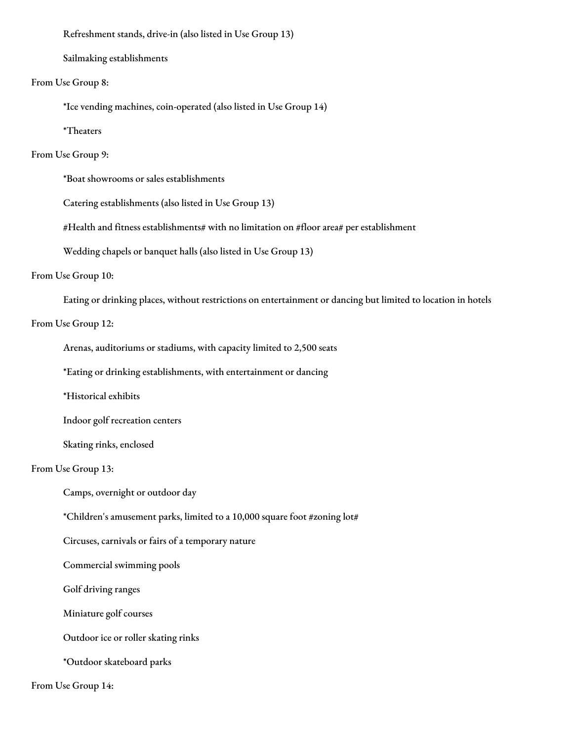Refreshment stands, drive-in (also listed in Use Group 13)

Sailmaking establishments

From Use Group 8:

*Ice vending machines, coin-operated (also listed in Use Group 14)

*Theaters

From Use Group 9:

*Boat showrooms or sales establishments

Catering establishments (also listed in Use Group 13)

#Health and fitness establishments# with no limitation on #floor area# per establishment

Wedding chapels or banquet halls (also listed in Use Group 13)

From Use Group 10:

Eating or drinking places, without restrictions on entertainment or dancing but limited to location in hotels

From Use Group 12:

Arenas, auditoriums or stadiums, with capacity limited to 2,500 seats

*Eating or drinking establishments, with entertainment or dancing

*Historical exhibits

Indoor golf recreation centers

Skating rinks, enclosed

From Use Group 13:

Camps, overnight or outdoor day

*Children's amusement parks, limited to a 10,000 square foot #zoning lot#

Circuses, carnivals or fairs of a temporary nature

Commercial swimming pools

Golf driving ranges

Miniature golf courses

Outdoor ice or roller skating rinks

*Outdoor skateboard parks

From Use Group 14: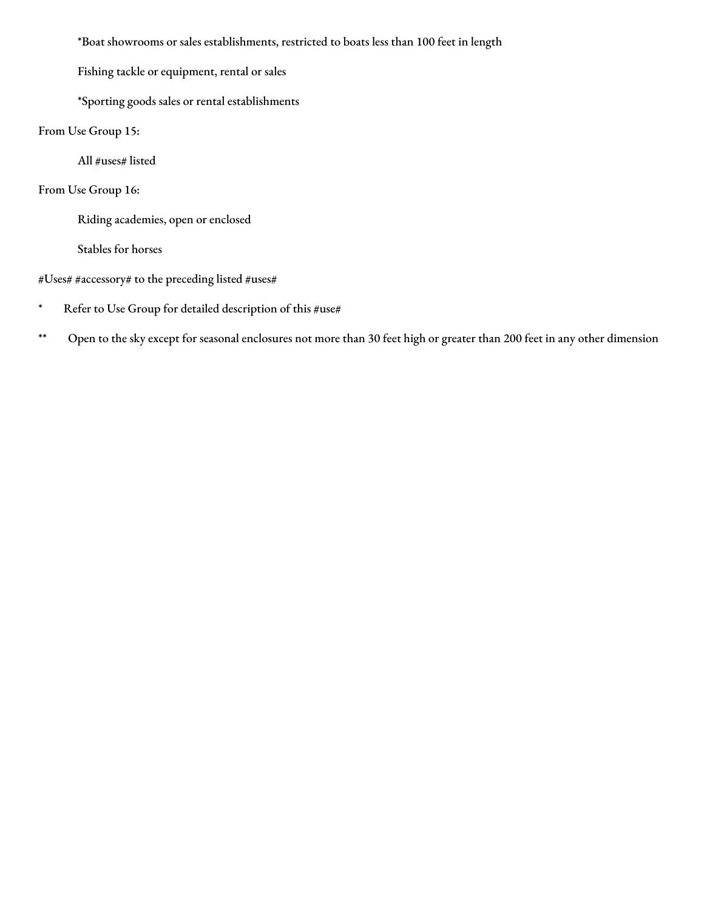*Boat showrooms or sales establishments, restricted to boats less than 100 feet in length

Fishing tackle or equipment, rental or sales

*Sporting goods sales or rental establishments

From Use Group 15:

All #uses# listed

From Use Group 16:

Riding academies, open or enclosed

Stables for horses

#Uses# #accessory# to the preceding listed #uses#

\* Refer to Use Group for detailed description of this #use#

\*\* Open to the sky except for seasonal enclosures not more than 30 feet high or greater than 200 feet in any other dimension